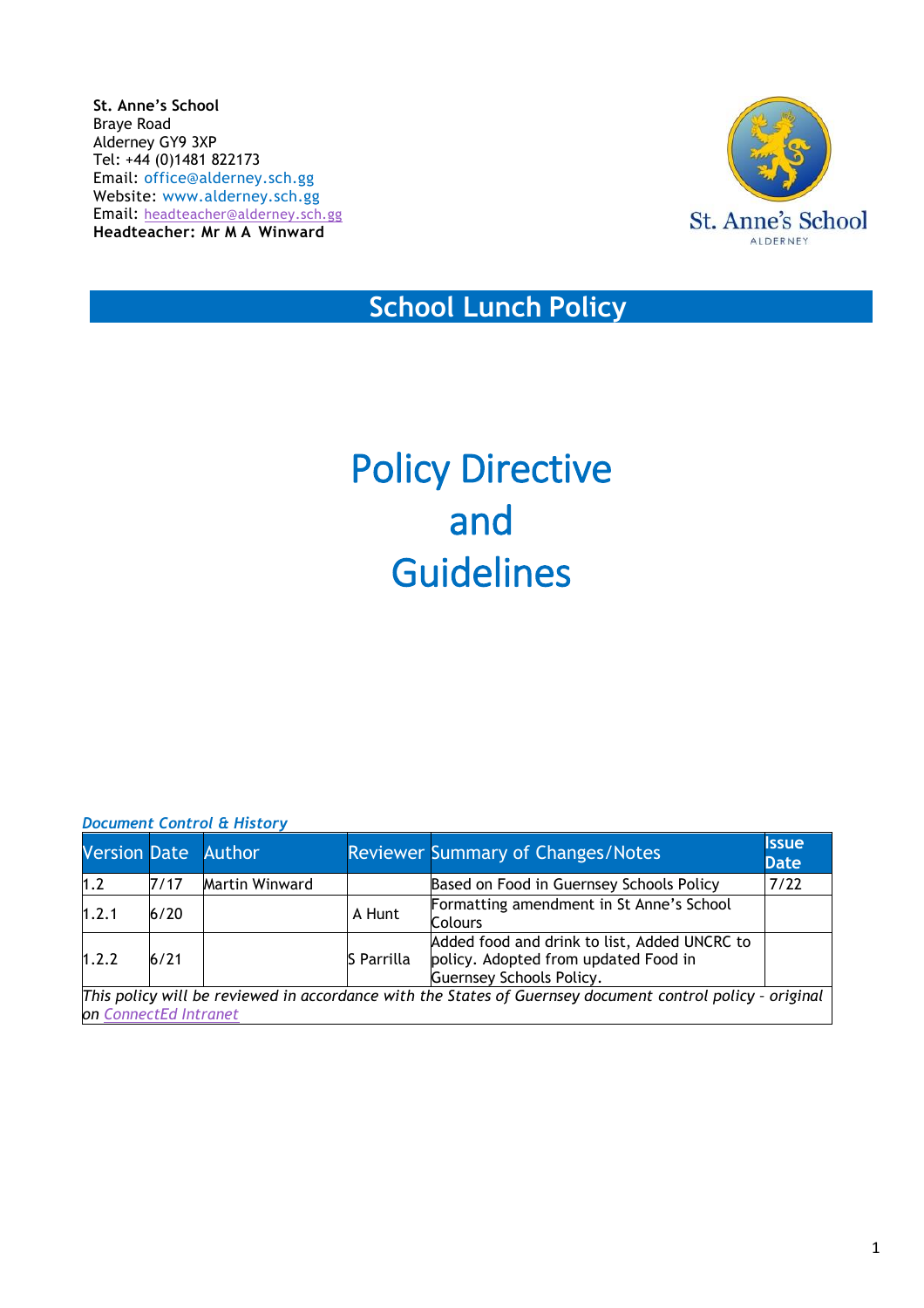**St. Anne's School**
Braye Road
Alderney GY9 3XP
Tel: +44 (0)1481 822173
Email: office@alderney.sch.gg
Website: www.alderney.sch.gg
Email: headteacher@alderney.sch.gg
**Headteacher: Mr M A Winward**

St. Anne's School
ALDERNEY

# School Lunch Policy

# Policy Directive and Guidelines

***Document Control & History***

| Version | Date | Author | Reviewer | Summary of Changes/Notes | Issue Date |
|---|---|---|---|---|---|
| 1.2 | 7/17 | Martin Winward | | Based on Food in Guernsey Schools Policy | 7/22 |
| 1.2.1 | 6/20 | | A Hunt | Formatting amendment in St Anne's School Colours | |
| 1.2.2 | 6/21 | | S Parrilla | Added food and drink to list, Added UNCRC to policy. Adopted from updated Food in Guernsey Schools Policy. | |
| *This policy will be reviewed in accordance with the States of Guernsey document control policy - original on ConnectEd Intranet* | | | | | |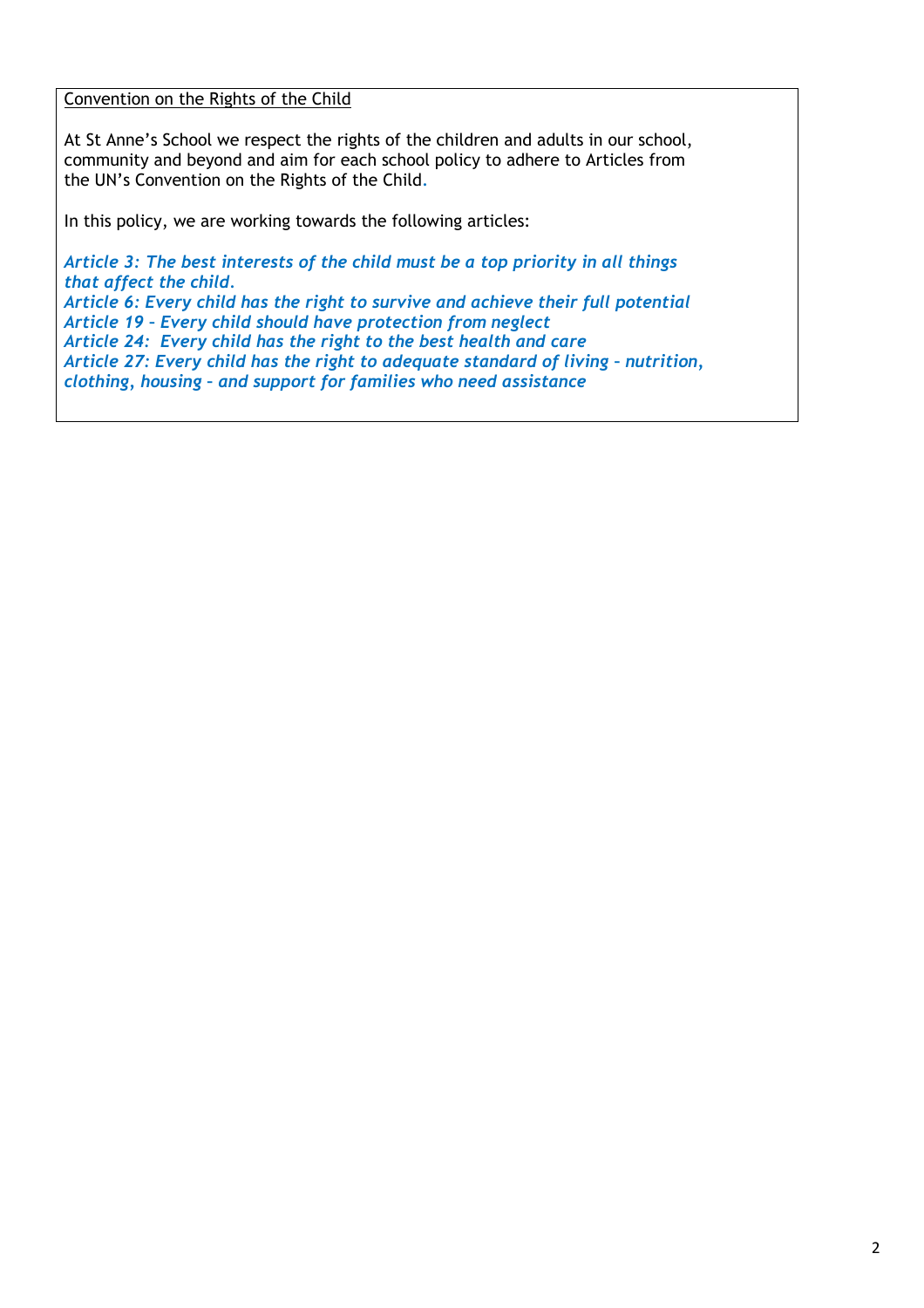Convention on the Rights of the Child

At St Anne's School we respect the rights of the children and adults in our school, community and beyond and aim for each school policy to adhere to Articles from the UN's Convention on the Rights of the Child.

In this policy, we are working towards the following articles:

***Article 3: The best interests of the child must be a top priority in all things that affect the child.***
***Article 6: Every child has the right to survive and achieve their full potential***
***Article 19 – Every child should have protection from neglect***
***Article 24: Every child has the right to the best health and care***
***Article 27: Every child has the right to adequate standard of living – nutrition, clothing, housing – and support for families who need assistance***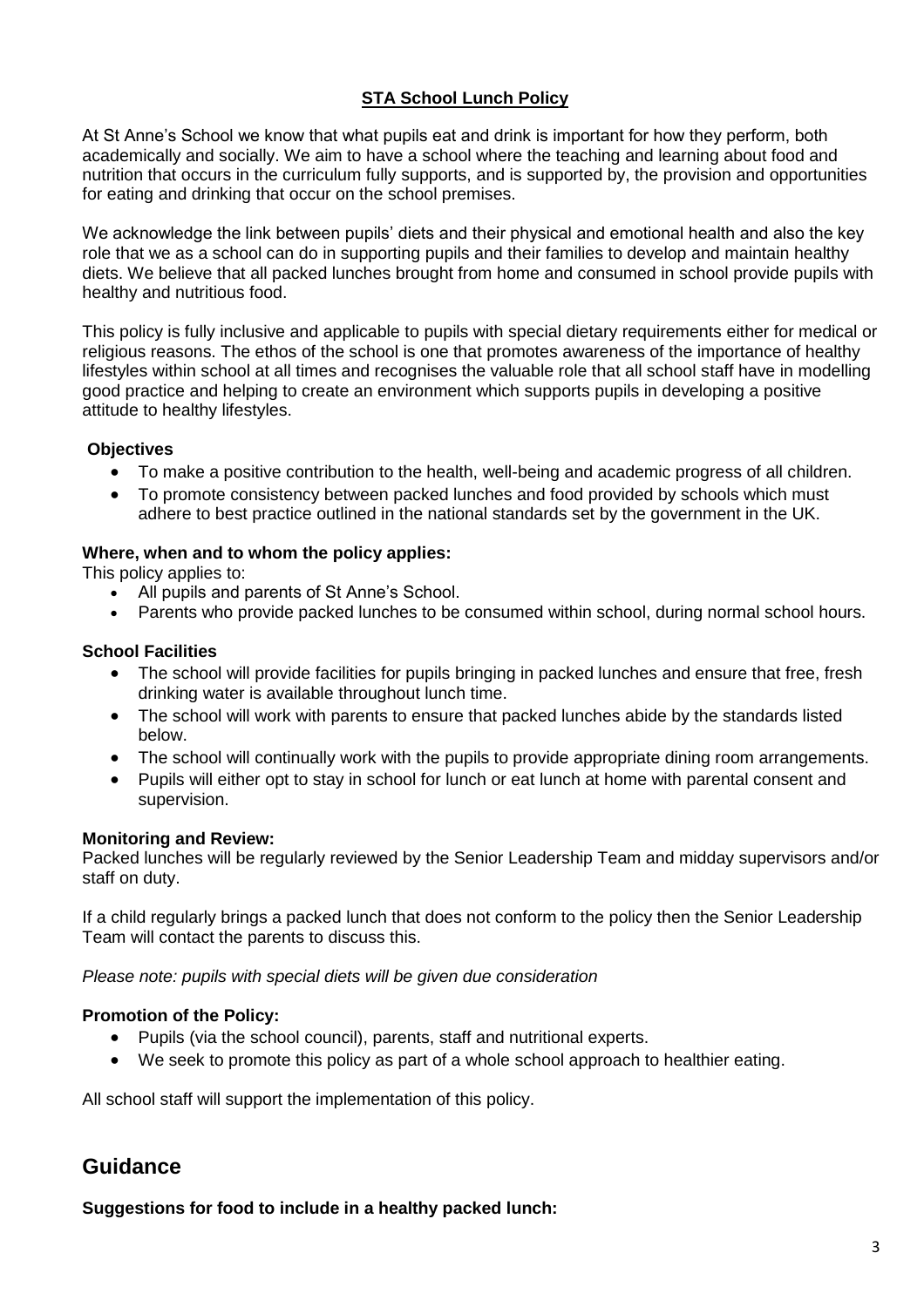## STA School Lunch Policy

At St Anne's School we know that what pupils eat and drink is important for how they perform, both academically and socially. We aim to have a school where the teaching and learning about food and nutrition that occurs in the curriculum fully supports, and is supported by, the provision and opportunities for eating and drinking that occur on the school premises.

We acknowledge the link between pupils' diets and their physical and emotional health and also the key role that we as a school can do in supporting pupils and their families to develop and maintain healthy diets. We believe that all packed lunches brought from home and consumed in school provide pupils with healthy and nutritious food.

This policy is fully inclusive and applicable to pupils with special dietary requirements either for medical or religious reasons. The ethos of the school is one that promotes awareness of the importance of healthy lifestyles within school at all times and recognises the valuable role that all school staff have in modelling good practice and helping to create an environment which supports pupils in developing a positive attitude to healthy lifestyles.

### Objectives

- To make a positive contribution to the health, well-being and academic progress of all children.
- To promote consistency between packed lunches and food provided by schools which must adhere to best practice outlined in the national standards set by the government in the UK.

### Where, when and to whom the policy applies:

This policy applies to:

- All pupils and parents of St Anne's School.
- Parents who provide packed lunches to be consumed within school, during normal school hours.

### School Facilities

- The school will provide facilities for pupils bringing in packed lunches and ensure that free, fresh drinking water is available throughout lunch time.
- The school will work with parents to ensure that packed lunches abide by the standards listed below.
- The school will continually work with the pupils to provide appropriate dining room arrangements.
- Pupils will either opt to stay in school for lunch or eat lunch at home with parental consent and supervision.

### Monitoring and Review:

Packed lunches will be regularly reviewed by the Senior Leadership Team and midday supervisors and/or staff on duty.

If a child regularly brings a packed lunch that does not conform to the policy then the Senior Leadership Team will contact the parents to discuss this.

*Please note: pupils with special diets will be given due consideration*

### Promotion of the Policy:

- Pupils (via the school council), parents, staff and nutritional experts.
- We seek to promote this policy as part of a whole school approach to healthier eating.

All school staff will support the implementation of this policy.

## Guidance

**Suggestions for food to include in a healthy packed lunch:**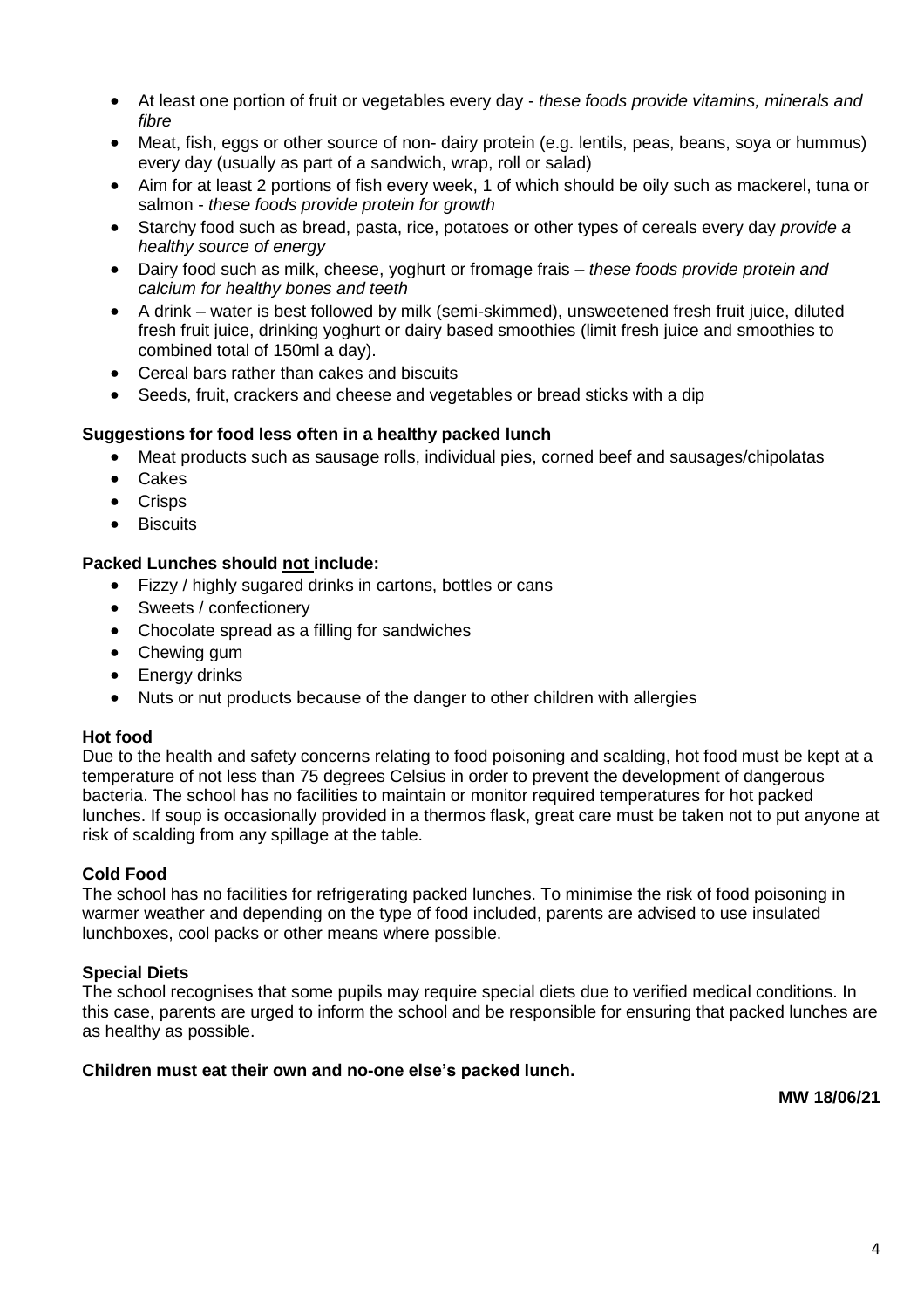- At least one portion of fruit or vegetables every day - *these foods provide vitamins, minerals and fibre*
- Meat, fish, eggs or other source of non- dairy protein (e.g. lentils, peas, beans, soya or hummus) every day (usually as part of a sandwich, wrap, roll or salad)
- Aim for at least 2 portions of fish every week, 1 of which should be oily such as mackerel, tuna or salmon - *these foods provide protein for growth*
- Starchy food such as bread, pasta, rice, potatoes or other types of cereals every day *provide a healthy source of energy*
- Dairy food such as milk, cheese, yoghurt or fromage frais – *these foods provide protein and calcium for healthy bones and teeth*
- A drink – water is best followed by milk (semi-skimmed), unsweetened fresh fruit juice, diluted fresh fruit juice, drinking yoghurt or dairy based smoothies (limit fresh juice and smoothies to combined total of 150ml a day).
- Cereal bars rather than cakes and biscuits
- Seeds, fruit, crackers and cheese and vegetables or bread sticks with a dip

**Suggestions for food less often in a healthy packed lunch**

- Meat products such as sausage rolls, individual pies, corned beef and sausages/chipolatas
- Cakes
- Crisps
- Biscuits

**Packed Lunches should <u>not</u> include:**

- Fizzy / highly sugared drinks in cartons, bottles or cans
- Sweets / confectionery
- Chocolate spread as a filling for sandwiches
- Chewing gum
- Energy drinks
- Nuts or nut products because of the danger to other children with allergies

**Hot food**

Due to the health and safety concerns relating to food poisoning and scalding, hot food must be kept at a temperature of not less than 75 degrees Celsius in order to prevent the development of dangerous bacteria. The school has no facilities to maintain or monitor required temperatures for hot packed lunches. If soup is occasionally provided in a thermos flask, great care must be taken not to put anyone at risk of scalding from any spillage at the table.

**Cold Food**

The school has no facilities for refrigerating packed lunches. To minimise the risk of food poisoning in warmer weather and depending on the type of food included, parents are advised to use insulated lunchboxes, cool packs or other means where possible.

**Special Diets**

The school recognises that some pupils may require special diets due to verified medical conditions. In this case, parents are urged to inform the school and be responsible for ensuring that packed lunches are as healthy as possible.

**Children must eat their own and no-one else's packed lunch.**

**MW 18/06/21**